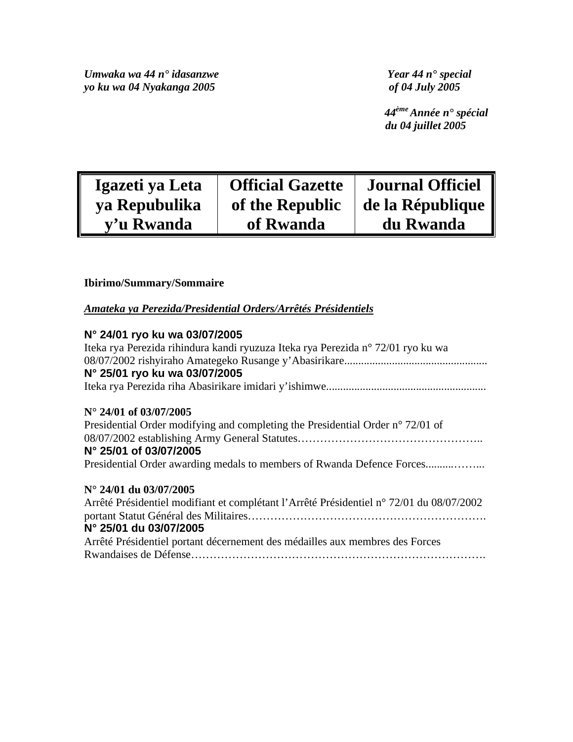*Umwaka wa 44 n° idasanzwe*
*yo ku wa 04 Nyakanga 2005*

*Year 44 n° special*
*of 04 July 2005*

*44ème Année n° spécial*
*du 04 juillet 2005*

| Igazeti ya Leta ya Repubulika y'u Rwanda | Official Gazette of the Republic of Rwanda | Journal Officiel de la République du Rwanda |
|---|---|---|

**Ibirimo/Summary/Sommaire**

***Amateka ya Perezida/Presidential Orders/Arrêtés Présidentiels***

**N° 24/01 ryo ku wa 03/07/2005**
Iteka rya Perezida rihindura kandi ryuzuza Iteka rya Perezida n° 72/01 ryo ku wa 08/07/2002 rishyiraho Amategeko Rusange y'Abasirikare..................................................

**N° 25/01 ryo ku wa 03/07/2005**
Iteka rya Perezida riha Abasirikare imidari y'ishimwe........................................................

**N° 24/01 of 03/07/2005**
Presidential Order modifying and completing the Presidential Order n° 72/01 of 08/07/2002 establishing Army General Statutes…………………………………………..

**N° 25/01 of 03/07/2005**
Presidential Order awarding medals to members of Rwanda Defence Forces..........……...

**N° 24/01 du 03/07/2005**
Arrêté Présidentiel modifiant et complétant l'Arrêté Présidentiel n° 72/01 du 08/07/2002 portant Statut Général des Militaires…………………………………………………….

**N° 25/01 du 03/07/2005**
Arrêté Présidentiel portant décernement des médailles aux membres des Forces Rwandaises de Défense…………………………………………………………………….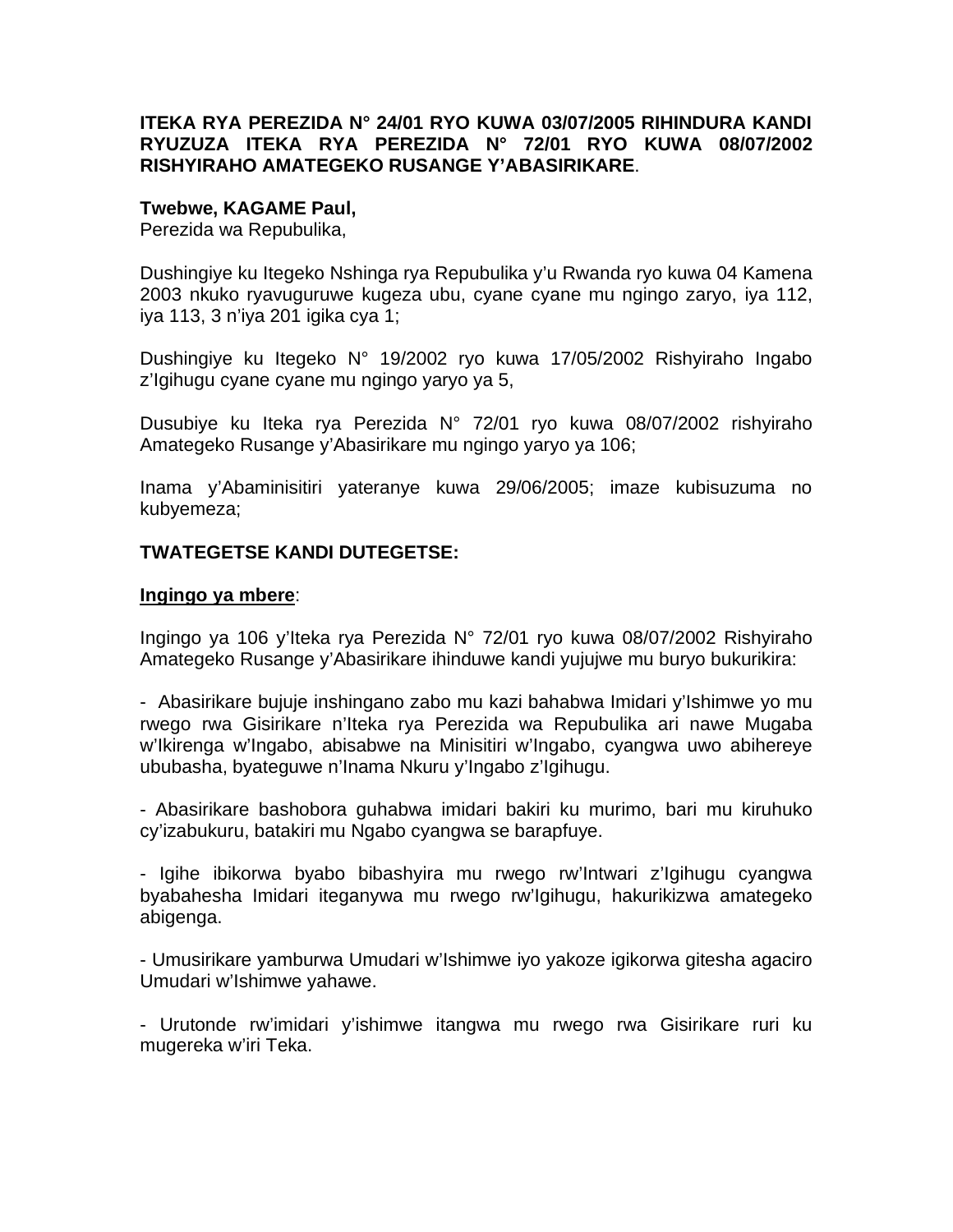**ITEKA RYA PEREZIDA N° 24/01 RYO KUWA 03/07/2005 RIHINDURA KANDI RYUZUZA ITEKA RYA PEREZIDA N° 72/01 RYO KUWA 08/07/2002 RISHYIRAHO AMATEGEKO RUSANGE Y'ABASIRIKARE**.

**Twebwe, KAGAME Paul,**
Perezida wa Repubulika,

Dushingiye ku Itegeko Nshinga rya Repubulika y'u Rwanda ryo kuwa 04 Kamena 2003 nkuko ryavuguruwe kugeza ubu, cyane cyane mu ngingo zaryo, iya 112, iya 113, 3 n'iya 201 igika cya 1;

Dushingiye ku Itegeko N° 19/2002 ryo kuwa 17/05/2002 Rishyiraho Ingabo z'Igihugu cyane cyane mu ngingo yaryo ya 5,

Dusubiye ku Iteka rya Perezida N° 72/01 ryo kuwa 08/07/2002 rishyiraho Amategeko Rusange y'Abasirikare mu ngingo yaryo ya 106;

Inama y'Abaminisitiri yateranye kuwa 29/06/2005; imaze kubisuzuma no kubyemeza;

**TWATEGETSE KANDI DUTEGETSE:**

**Ingingo ya mbere**:

Ingingo ya 106 y'Iteka rya Perezida N° 72/01 ryo kuwa 08/07/2002 Rishyiraho Amategeko Rusange y'Abasirikare ihinduwe kandi yujujwe mu buryo bukurikira:

- Abasirikare bujuje inshingano zabo mu kazi bahabwa Imidari y'Ishimwe yo mu rwego rwa Gisirikare n'Iteka rya Perezida wa Repubulika ari nawe Mugaba w'Ikirenga w'Ingabo, abisabwe na Minisitiri w'Ingabo, cyangwa uwo abihereye ububasha, byateguwe n'Inama Nkuru y'Ingabo z'Igihugu.

- Abasirikare bashobora guhabwa imidari bakiri ku murimo, bari mu kiruhuko cy'izabukuru, batakiri mu Ngabo cyangwa se barapfuye.

- Igihe ibikorwa byabo bibashyira mu rwego rw'Intwari z'Igihugu cyangwa byabahesha Imidari iteganywa mu rwego rw'Igihugu, hakurikizwa amategeko abigenga.

- Umusirikare yamburwa Umudari w'Ishimwe iyo yakoze igikorwa gitesha agaciro Umudari w'Ishimwe yahawe.

- Urutonde rw'imidari y'ishimwe itangwa mu rwego rwa Gisirikare ruri ku mugereka w'iri Teka.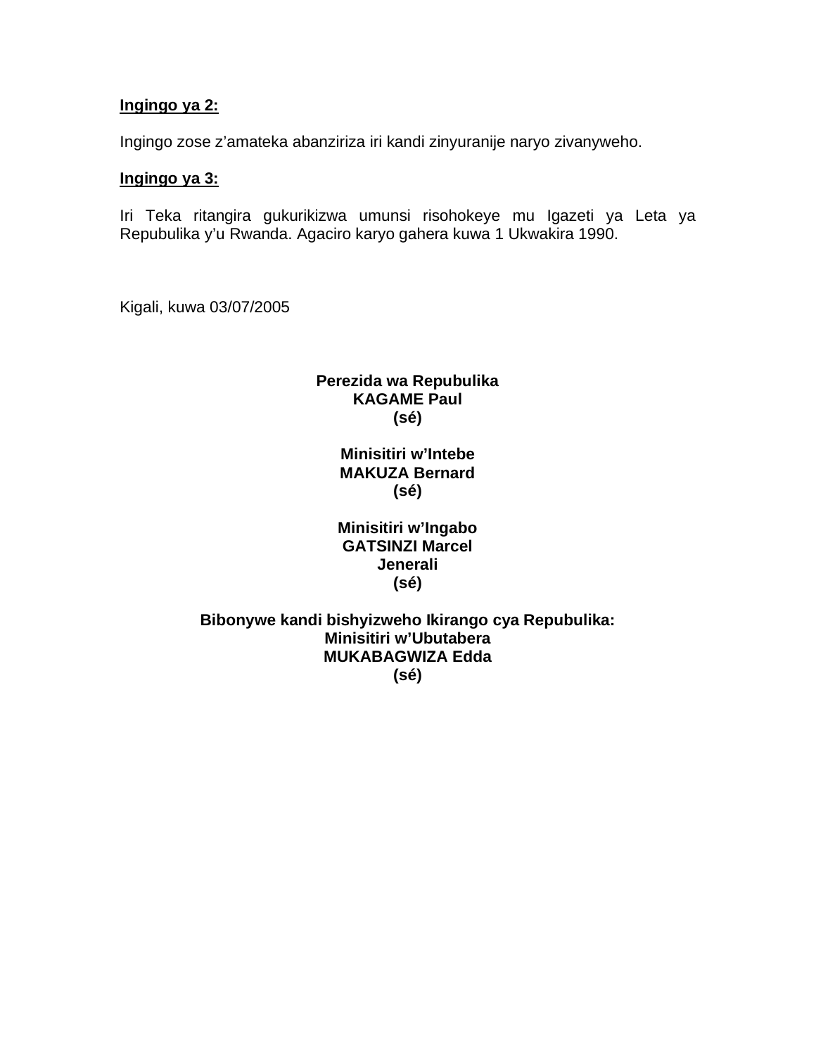**Ingingo ya 2:**

Ingingo zose z'amateka abanziriza iri kandi zinyuranije naryo zivanyweho.

**Ingingo ya 3:**

Iri Teka ritangira gukurikizwa umunsi risohokeye mu Igazeti ya Leta ya Repubulika y'u Rwanda. Agaciro karyo gahera kuwa 1 Ukwakira 1990.

Kigali, kuwa 03/07/2005

**Perezida wa Repubulika**
**KAGAME Paul**
**(sé)**

**Minisitiri w'Intebe**
**MAKUZA Bernard**
**(sé)**

**Minisitiri w'Ingabo**
**GATSINZI Marcel**
**Jenerali**
**(sé)**

**Bibonywe kandi bishyizweho Ikirango cya Repubulika:**
**Minisitiri w'Ubutabera**
**MUKABAGWIZA Edda**
**(sé)**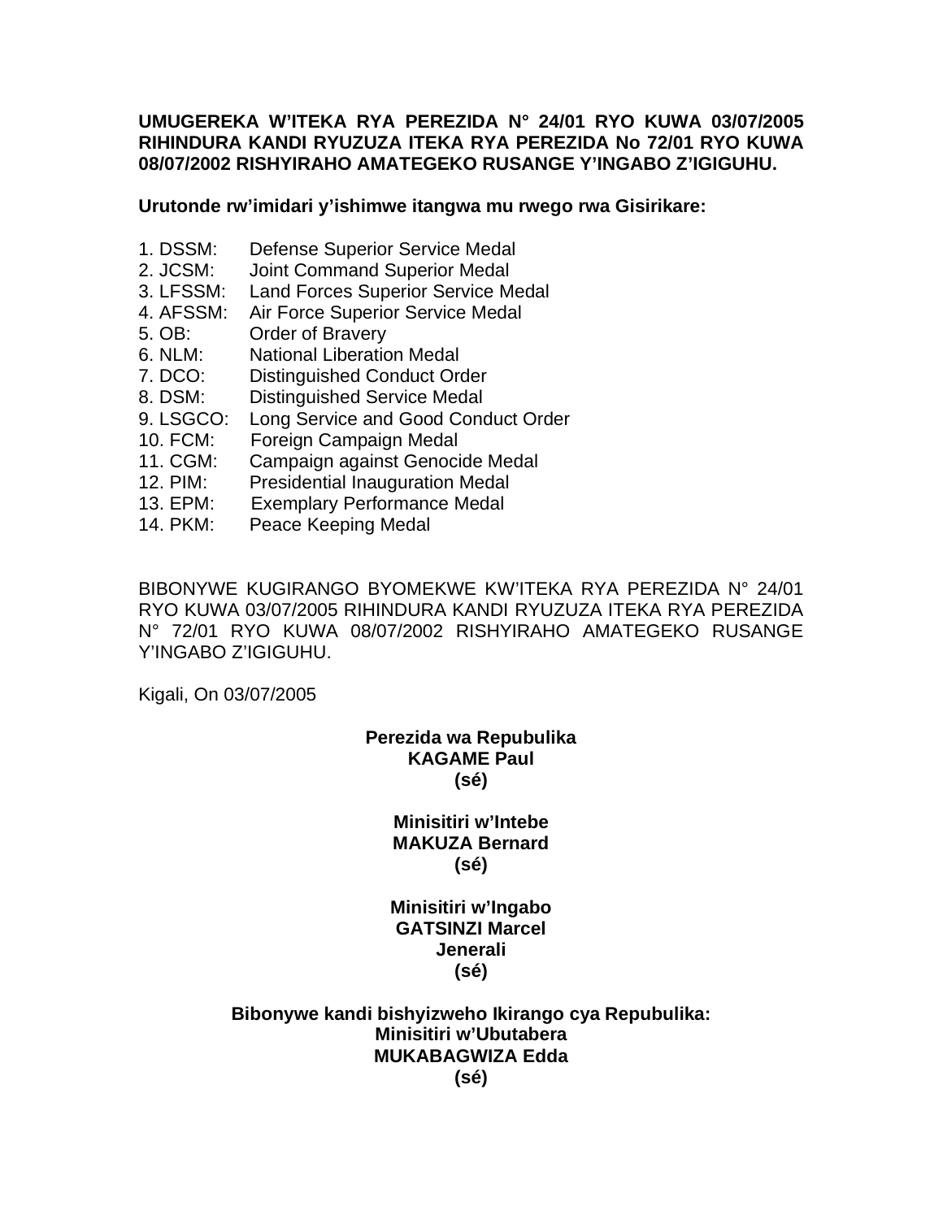**UMUGEREKA W'ITEKA RYA PEREZIDA N° 24/01 RYO KUWA 03/07/2005 RIHINDURA KANDI RYUZUZA ITEKA RYA PEREZIDA No 72/01 RYO KUWA 08/07/2002 RISHYIRAHO AMATEGEKO RUSANGE Y'INGABO Z'IGIGUHU.**

**Urutonde rw'imidari y'ishimwe itangwa mu rwego rwa Gisirikare:**

1. DSSM: Defense Superior Service Medal
2. JCSM: Joint Command Superior Medal
3. LFSSM: Land Forces Superior Service Medal
4. AFSSM: Air Force Superior Service Medal
5. OB: Order of Bravery
6. NLM: National Liberation Medal
7. DCO: Distinguished Conduct Order
8. DSM: Distinguished Service Medal
9. LSGCO: Long Service and Good Conduct Order
10. FCM: Foreign Campaign Medal
11. CGM: Campaign against Genocide Medal
12. PIM: Presidential Inauguration Medal
13. EPM: Exemplary Performance Medal
14. PKM: Peace Keeping Medal

BIBONYWE KUGIRANGO BYOMEKWE KW'ITEKA RYA PEREZIDA N° 24/01 RYO KUWA 03/07/2005 RIHINDURA KANDI RYUZUZA ITEKA RYA PEREZIDA N° 72/01 RYO KUWA 08/07/2002 RISHYIRAHO AMATEGEKO RUSANGE Y'INGABO Z'IGIGUHU.

Kigali, On 03/07/2005

**Perezida wa Repubulika**
**KAGAME Paul**
**(sé)**

**Minisitiri w'Intebe**
**MAKUZA Bernard**
**(sé)**

**Minisitiri w'Ingabo**
**GATSINZI Marcel**
**Jenerali**
**(sé)**

**Bibonywe kandi bishyizweho Ikirango cya Repubulika:**
**Minisitiri w'Ubutabera**
**MUKABAGWIZA Edda**
**(sé)**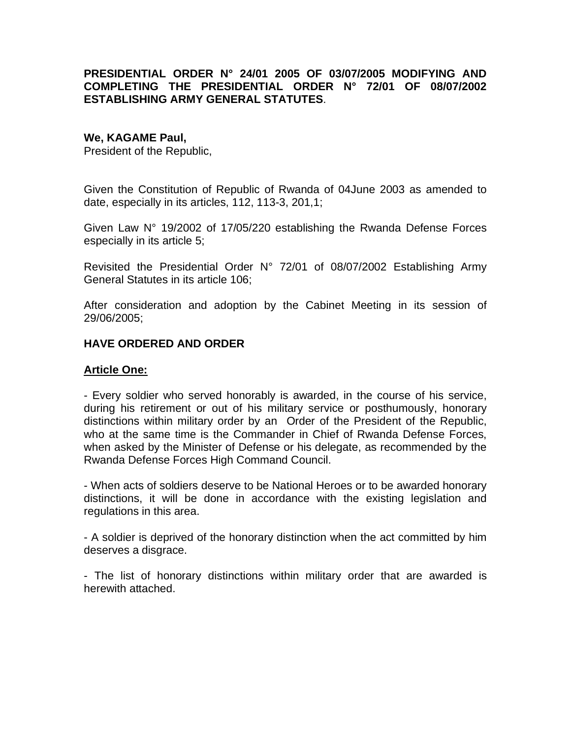**PRESIDENTIAL ORDER N° 24/01 2005 OF 03/07/2005 MODIFYING AND COMPLETING THE PRESIDENTIAL ORDER N° 72/01 OF 08/07/2002 ESTABLISHING ARMY GENERAL STATUTES**.

**We, KAGAME Paul,**
President of the Republic,

Given the Constitution of Republic of Rwanda of 04June 2003 as amended to date, especially in its articles, 112, 113-3, 201,1;

Given Law N° 19/2002 of 17/05/220 establishing the Rwanda Defense Forces especially in its article 5;

Revisited the Presidential Order N° 72/01 of 08/07/2002 Establishing Army General Statutes in its article 106;

After consideration and adoption by the Cabinet Meeting in its session of 29/06/2005;

**HAVE ORDERED AND ORDER**

**Article One:**

- Every soldier who served honorably is awarded, in the course of his service, during his retirement or out of his military service or posthumously, honorary distinctions within military order by an Order of the President of the Republic, who at the same time is the Commander in Chief of Rwanda Defense Forces, when asked by the Minister of Defense or his delegate, as recommended by the Rwanda Defense Forces High Command Council.

- When acts of soldiers deserve to be National Heroes or to be awarded honorary distinctions, it will be done in accordance with the existing legislation and regulations in this area.

- A soldier is deprived of the honorary distinction when the act committed by him deserves a disgrace.

- The list of honorary distinctions within military order that are awarded is herewith attached.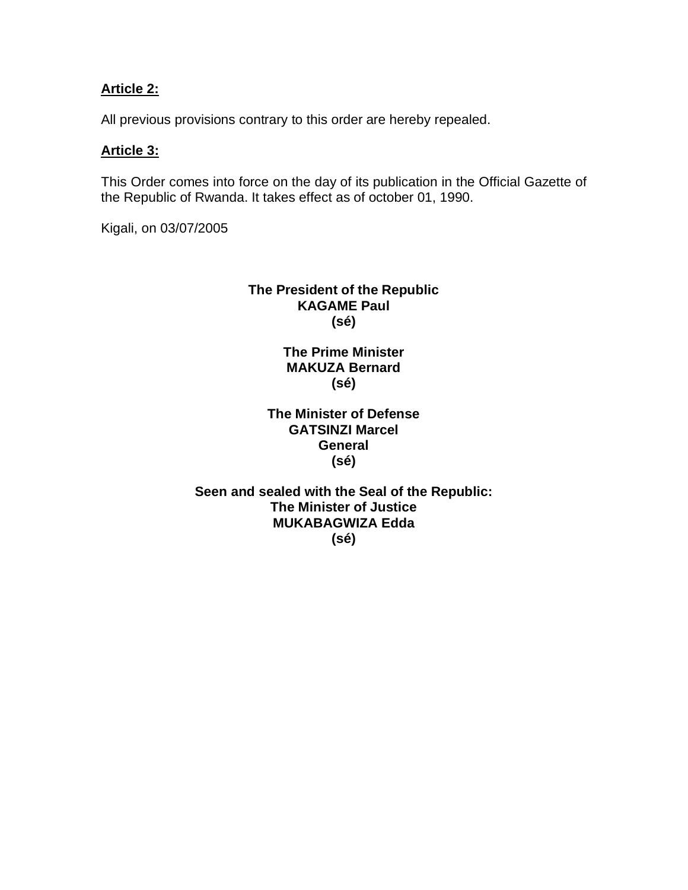**Article 2:**

All previous provisions contrary to this order are hereby repealed.

**Article 3:**

This Order comes into force on the day of its publication in the Official Gazette of the Republic of Rwanda. It takes effect as of october 01, 1990.

Kigali, on 03/07/2005

**The President of the Republic**
**KAGAME Paul**
**(sé)**

**The Prime Minister**
**MAKUZA Bernard**
**(sé)**

**The Minister of Defense**
**GATSINZI Marcel**
**General**
**(sé)**

**Seen and sealed with the Seal of the Republic:**
**The Minister of Justice**
**MUKABAGWIZA Edda**
**(sé)**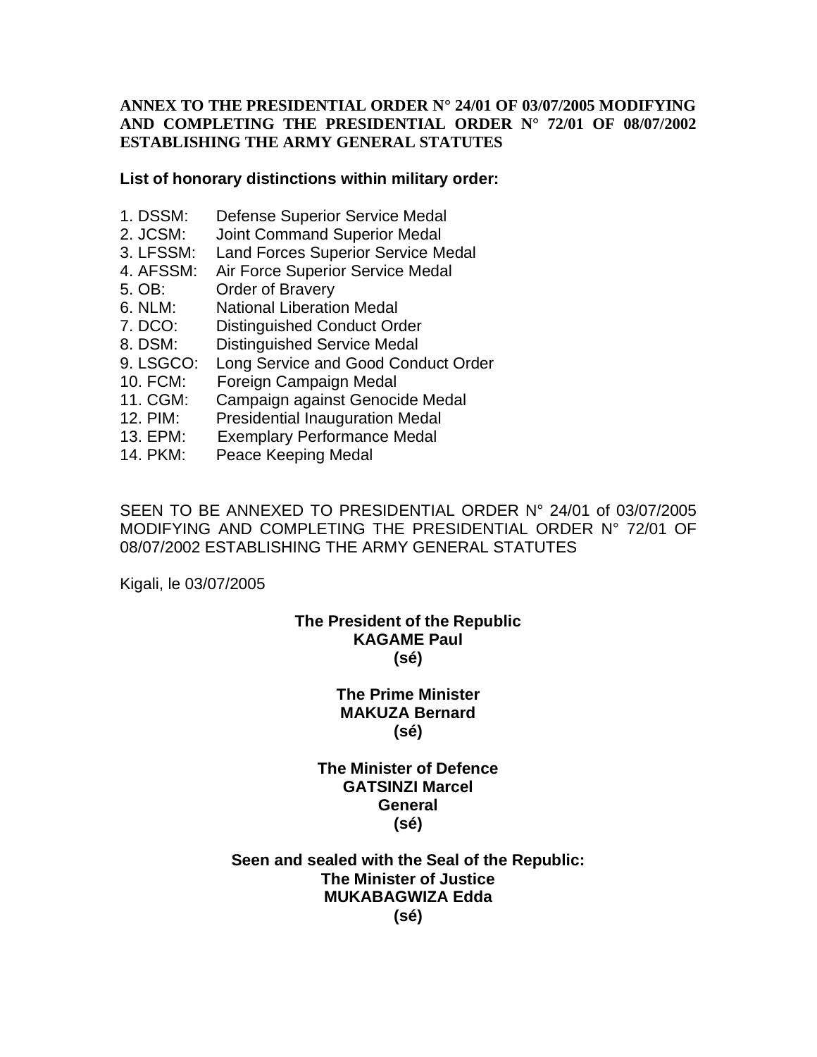**ANNEX TO THE PRESIDENTIAL ORDER N° 24/01 OF 03/07/2005 MODIFYING AND COMPLETING THE PRESIDENTIAL ORDER N° 72/01 OF 08/07/2002 ESTABLISHING THE ARMY GENERAL STATUTES**

**List of honorary distinctions within military order:**

1. DSSM: Defense Superior Service Medal
2. JCSM: Joint Command Superior Medal
3. LFSSM: Land Forces Superior Service Medal
4. AFSSM: Air Force Superior Service Medal
5. OB: Order of Bravery
6. NLM: National Liberation Medal
7. DCO: Distinguished Conduct Order
8. DSM: Distinguished Service Medal
9. LSGCO: Long Service and Good Conduct Order
10. FCM: Foreign Campaign Medal
11. CGM: Campaign against Genocide Medal
12. PIM: Presidential Inauguration Medal
13. EPM: Exemplary Performance Medal
14. PKM: Peace Keeping Medal

SEEN TO BE ANNEXED TO PRESIDENTIAL ORDER N° 24/01 of 03/07/2005 MODIFYING AND COMPLETING THE PRESIDENTIAL ORDER N° 72/01 OF 08/07/2002 ESTABLISHING THE ARMY GENERAL STATUTES

Kigali, le 03/07/2005

**The President of the Republic**
**KAGAME Paul**
**(sé)**

**The Prime Minister**
**MAKUZA Bernard**
**(sé)**

**The Minister of Defence**
**GATSINZI Marcel**
**General**
**(sé)**

**Seen and sealed with the Seal of the Republic:**
**The Minister of Justice**
**MUKABAGWIZA Edda**
**(sé)**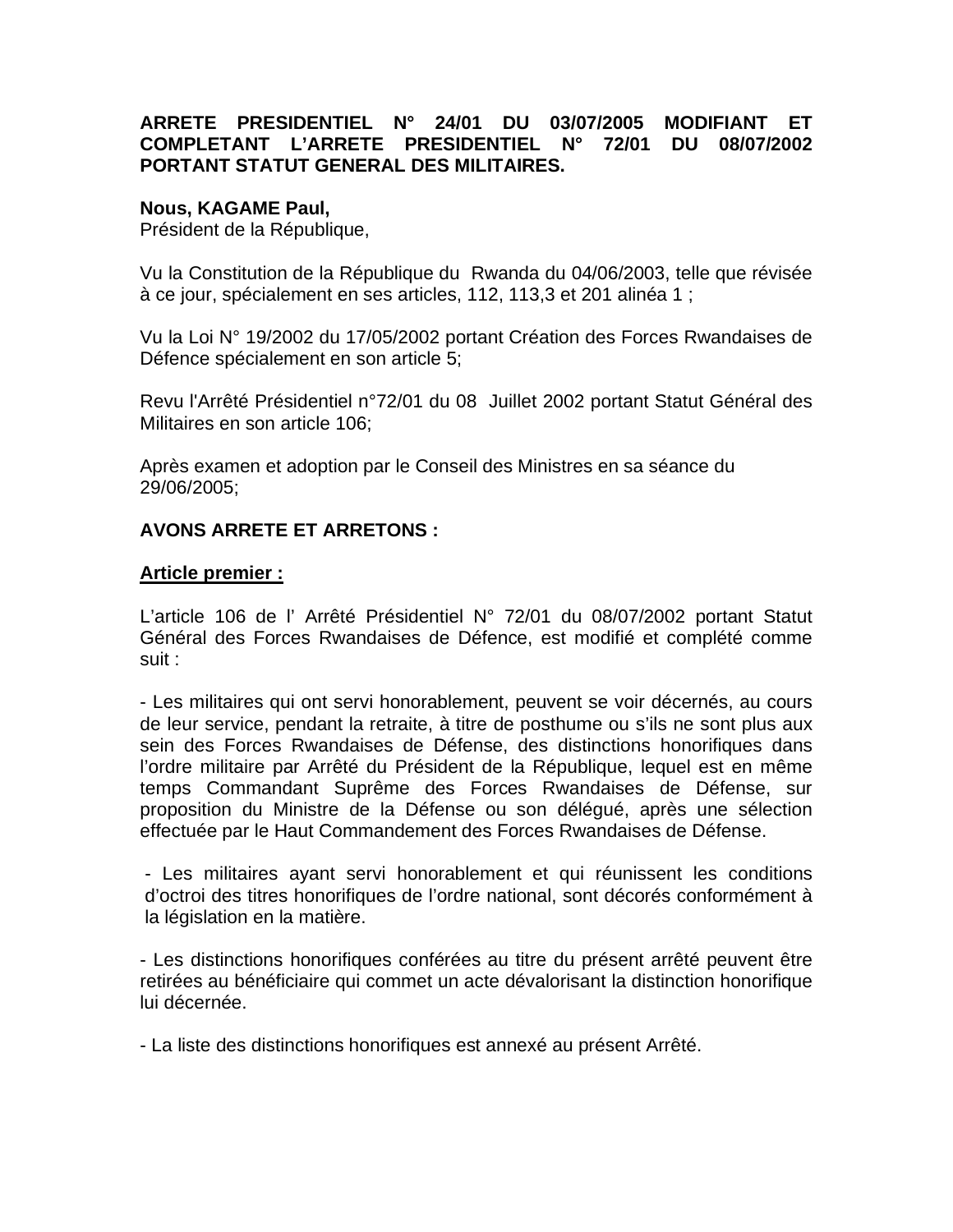**ARRETE PRESIDENTIEL N° 24/01 DU 03/07/2005 MODIFIANT ET COMPLETANT L'ARRETE PRESIDENTIEL N° 72/01 DU 08/07/2002 PORTANT STATUT GENERAL DES MILITAIRES.**

**Nous, KAGAME Paul,**
Président de la République,

Vu la Constitution de la République du Rwanda du 04/06/2003, telle que révisée à ce jour, spécialement en ses articles, 112, 113,3 et 201 alinéa 1 ;

Vu la Loi N° 19/2002 du 17/05/2002 portant Création des Forces Rwandaises de Défence spécialement en son article 5;

Revu l'Arrêté Présidentiel n°72/01 du 08 Juillet 2002 portant Statut Général des Militaires en son article 106;

Après examen et adoption par le Conseil des Ministres en sa séance du 29/06/2005;

**AVONS ARRETE ET ARRETONS :**

**Article premier :**

L'article 106 de l' Arrêté Présidentiel N° 72/01 du 08/07/2002 portant Statut Général des Forces Rwandaises de Défence, est modifié et complété comme suit :

- Les militaires qui ont servi honorablement, peuvent se voir décernés, au cours de leur service, pendant la retraite, à titre de posthume ou s'ils ne sont plus aux sein des Forces Rwandaises de Défense, des distinctions honorifiques dans l'ordre militaire par Arrêté du Président de la République, lequel est en même temps Commandant Suprême des Forces Rwandaises de Défense, sur proposition du Ministre de la Défense ou son délégué, après une sélection effectuée par le Haut Commandement des Forces Rwandaises de Défense.

- Les militaires ayant servi honorablement et qui réunissent les conditions d'octroi des titres honorifiques de l'ordre national, sont décorés conformément à la législation en la matière.

- Les distinctions honorifiques conférées au titre du présent arrêté peuvent être retirées au bénéficiaire qui commet un acte dévalorisant la distinction honorifique lui décernée.

- La liste des distinctions honorifiques est annexé au présent Arrêté.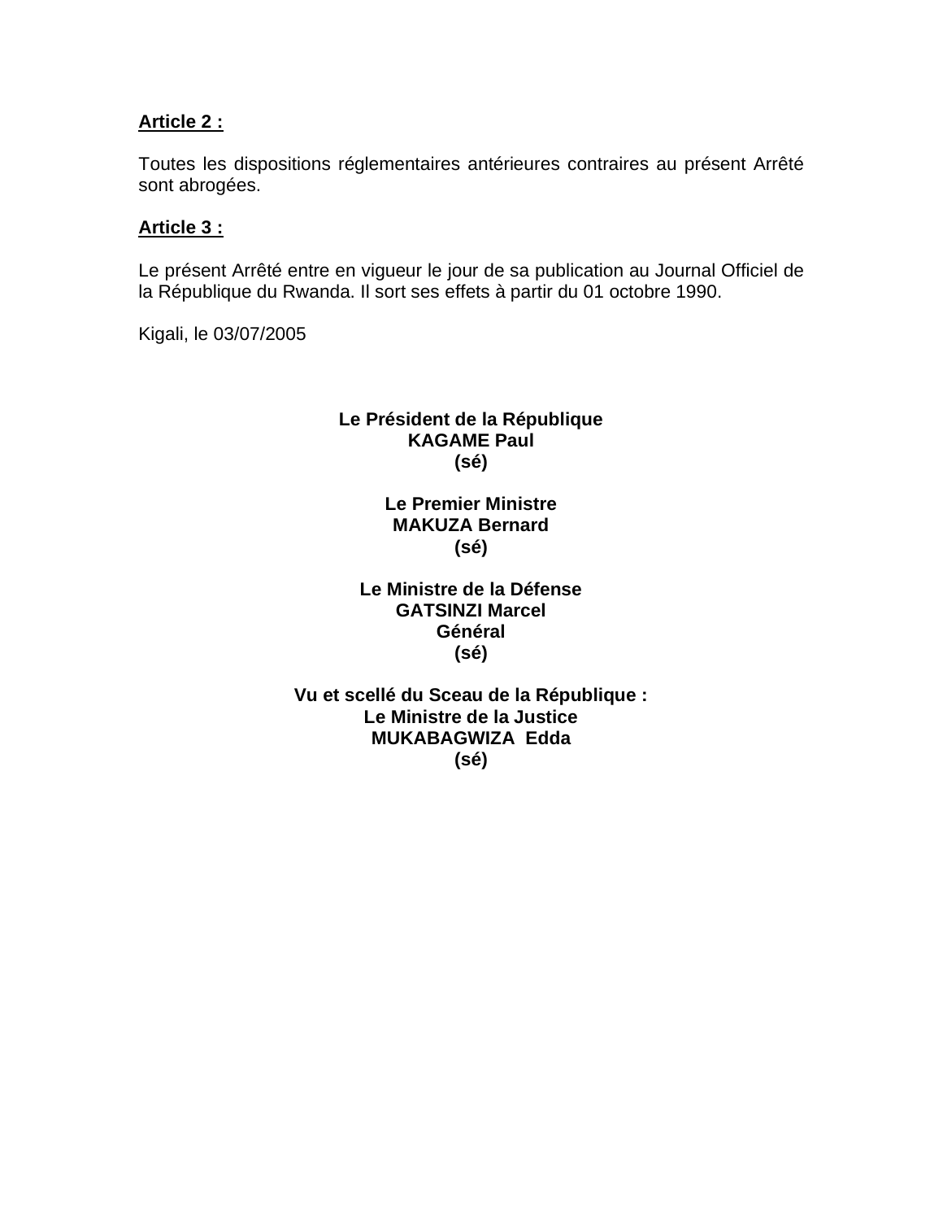**Article 2 :**

Toutes les dispositions réglementaires antérieures contraires au présent Arrêté sont abrogées.

**Article 3 :**

Le présent Arrêté entre en vigueur le jour de sa publication au Journal Officiel de la République du Rwanda. Il sort ses effets à partir du 01 octobre 1990.

Kigali, le 03/07/2005

**Le Président de la République**
**KAGAME Paul**
**(sé)**

**Le Premier Ministre**
**MAKUZA Bernard**
**(sé)**

**Le Ministre de la Défense**
**GATSINZI Marcel**
**Général**
**(sé)**

**Vu et scellé du Sceau de la République :**
**Le Ministre de la Justice**
**MUKABAGWIZA Edda**
**(sé)**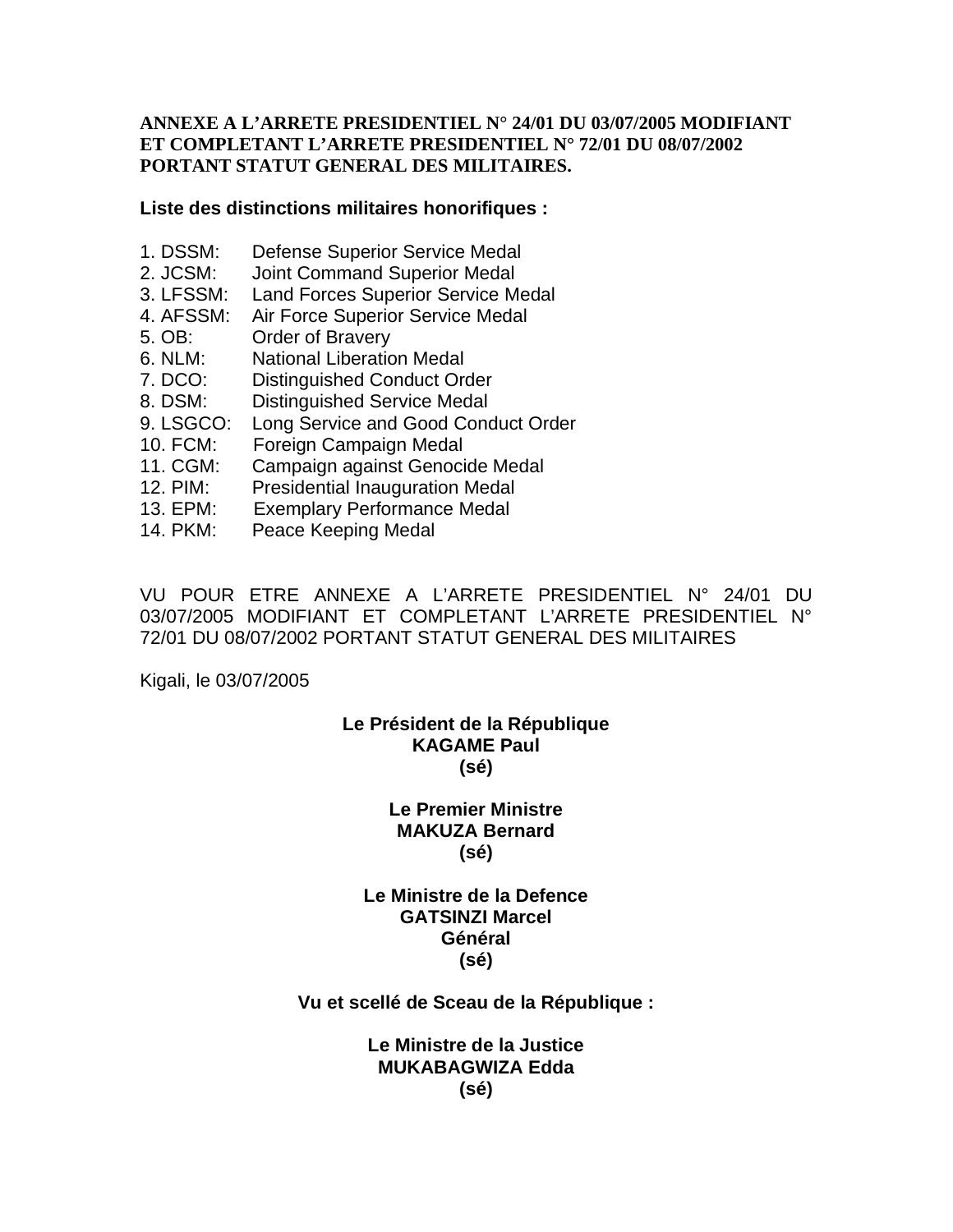**ANNEXE A L'ARRETE PRESIDENTIEL N° 24/01 DU 03/07/2005 MODIFIANT ET COMPLETANT L'ARRETE PRESIDENTIEL N° 72/01 DU 08/07/2002 PORTANT STATUT GENERAL DES MILITAIRES.**

**Liste des distinctions militaires honorifiques :**

1. DSSM: Defense Superior Service Medal
2. JCSM: Joint Command Superior Medal
3. LFSSM: Land Forces Superior Service Medal
4. AFSSM: Air Force Superior Service Medal
5. OB: Order of Bravery
6. NLM: National Liberation Medal
7. DCO: Distinguished Conduct Order
8. DSM: Distinguished Service Medal
9. LSGCO: Long Service and Good Conduct Order
10. FCM: Foreign Campaign Medal
11. CGM: Campaign against Genocide Medal
12. PIM: Presidential Inauguration Medal
13. EPM: Exemplary Performance Medal
14. PKM: Peace Keeping Medal

VU POUR ETRE ANNEXE A L'ARRETE PRESIDENTIEL N° 24/01 DU 03/07/2005 MODIFIANT ET COMPLETANT L'ARRETE PRESIDENTIEL N° 72/01 DU 08/07/2002 PORTANT STATUT GENERAL DES MILITAIRES

Kigali, le 03/07/2005

**Le Président de la République**
**KAGAME Paul**
**(sé)**

**Le Premier Ministre**
**MAKUZA Bernard**
**(sé)**

**Le Ministre de la Defence**
**GATSINZI Marcel**
**Général**
**(sé)**

**Vu et scellé de Sceau de la République :**

**Le Ministre de la Justice**
**MUKABAGWIZA Edda**
**(sé)**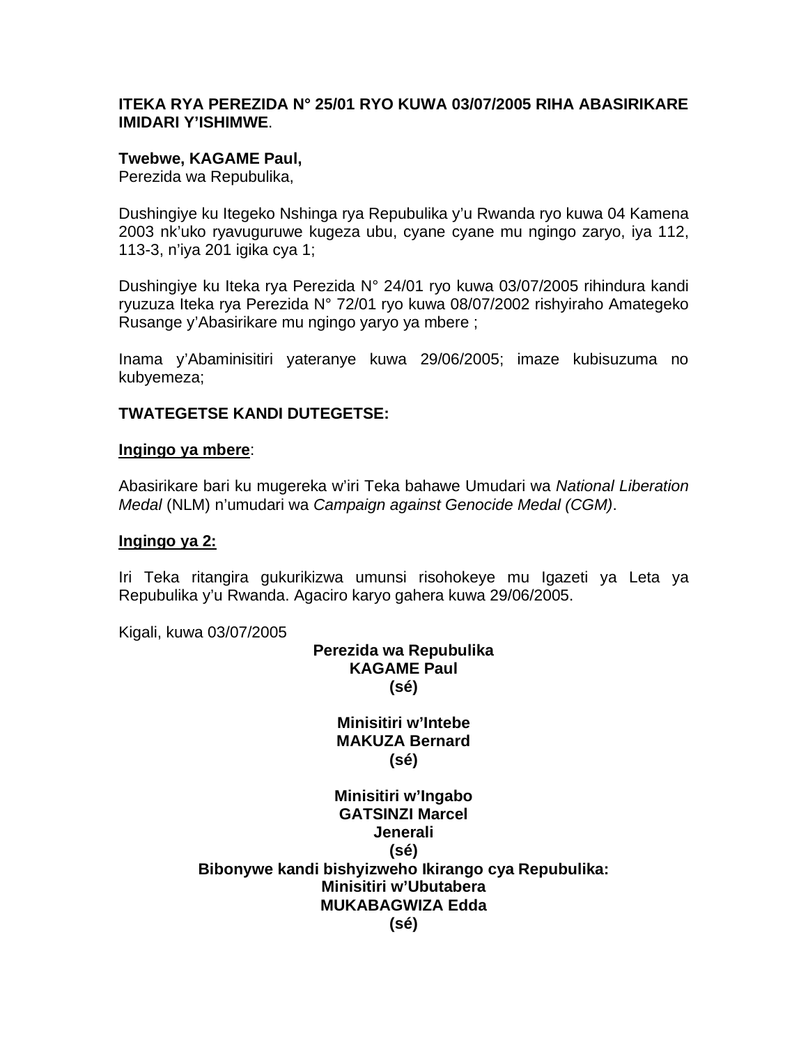**ITEKA RYA PEREZIDA N° 25/01 RYO KUWA 03/07/2005 RIHA ABASIRIKARE IMIDARI Y'ISHIMWE**.

**Twebwe, KAGAME Paul,**
Perezida wa Repubulika,

Dushingiye ku Itegeko Nshinga rya Repubulika y'u Rwanda ryo kuwa 04 Kamena 2003 nk'uko ryavuguruwe kugeza ubu, cyane cyane mu ngingo zaryo, iya 112, 113-3, n'iya 201 igika cya 1;

Dushingiye ku Iteka rya Perezida N° 24/01 ryo kuwa 03/07/2005 rihindura kandi ryuzuza Iteka rya Perezida N° 72/01 ryo kuwa 08/07/2002 rishyiraho Amategeko Rusange y'Abasirikare mu ngingo yaryo ya mbere ;

Inama y'Abaminisitiri yateranye kuwa 29/06/2005; imaze kubisuzuma no kubyemeza;

**TWATEGETSE KANDI DUTEGETSE:**

**Ingingo ya mbere**:

Abasirikare bari ku mugereka w'iri Teka bahawe Umudari wa *National Liberation Medal* (NLM) n'umudari wa *Campaign against Genocide Medal (CGM)*.

**Ingingo ya 2:**

Iri Teka ritangira gukurikizwa umunsi risohokeye mu Igazeti ya Leta ya Repubulika y'u Rwanda. Agaciro karyo gahera kuwa 29/06/2005.

Kigali, kuwa 03/07/2005

**Perezida wa Repubulika**
**KAGAME Paul**
**(sé)**

**Minisitiri w'Intebe**
**MAKUZA Bernard**
**(sé)**

**Minisitiri w'Ingabo**
**GATSINZI Marcel**
**Jenerali**
**(sé)**

**Bibonywe kandi bishyizweho Ikirango cya Repubulika:**
**Minisitiri w'Ubutabera**
**MUKABAGWIZA Edda**
**(sé)**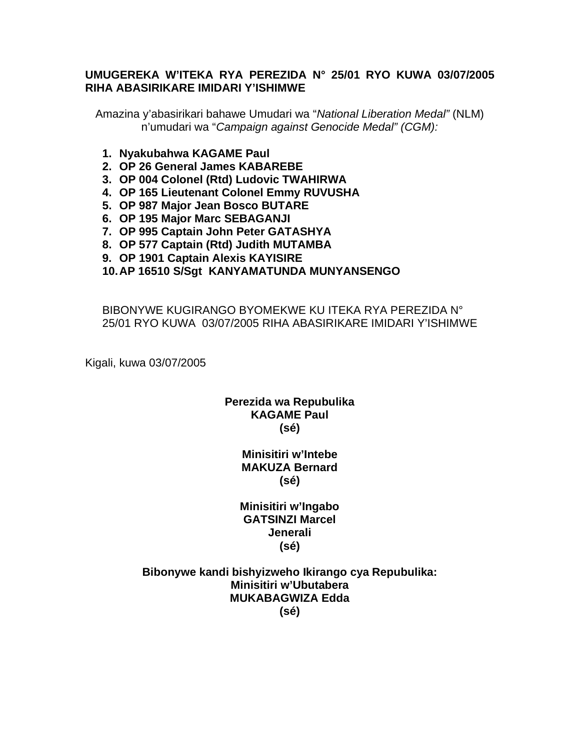**UMUGEREKA W'ITEKA RYA PEREZIDA N° 25/01 RYO KUWA 03/07/2005 RIHA ABASIRIKARE IMIDARI Y'ISHIMWE**

Amazina y'abasirikari bahawe Umudari wa "*National Liberation Medal"* (NLM) n'umudari wa "*Campaign against Genocide Medal" (CGM):*

1. **Nyakubahwa KAGAME Paul**
2. **OP 26 General James KABAREBE**
3. **OP 004 Colonel (Rtd) Ludovic TWAHIRWA**
4. **OP 165 Lieutenant Colonel Emmy RUVUSHA**
5. **OP 987 Major Jean Bosco BUTARE**
6. **OP 195 Major Marc SEBAGANJI**
7. **OP 995 Captain John Peter GATASHYA**
8. **OP 577 Captain (Rtd) Judith MUTAMBA**
9. **OP 1901 Captain Alexis KAYISIRE**
10. **AP 16510 S/Sgt KANYAMATUNDA MUNYANSENGO**

BIBONYWE KUGIRANGO BYOMEKWE KU ITEKA RYA PEREZIDA N° 25/01 RYO KUWA 03/07/2005 RIHA ABASIRIKARE IMIDARI Y'ISHIMWE

Kigali, kuwa 03/07/2005

**Perezida wa Repubulika**
**KAGAME Paul**
**(sé)**

**Minisitiri w'Intebe**
**MAKUZA Bernard**
**(sé)**

**Minisitiri w'Ingabo**
**GATSINZI Marcel**
**Jenerali**
**(sé)**

**Bibonywe kandi bishyizweho Ikirango cya Repubulika:**
**Minisitiri w'Ubutabera**
**MUKABAGWIZA Edda**
**(sé)**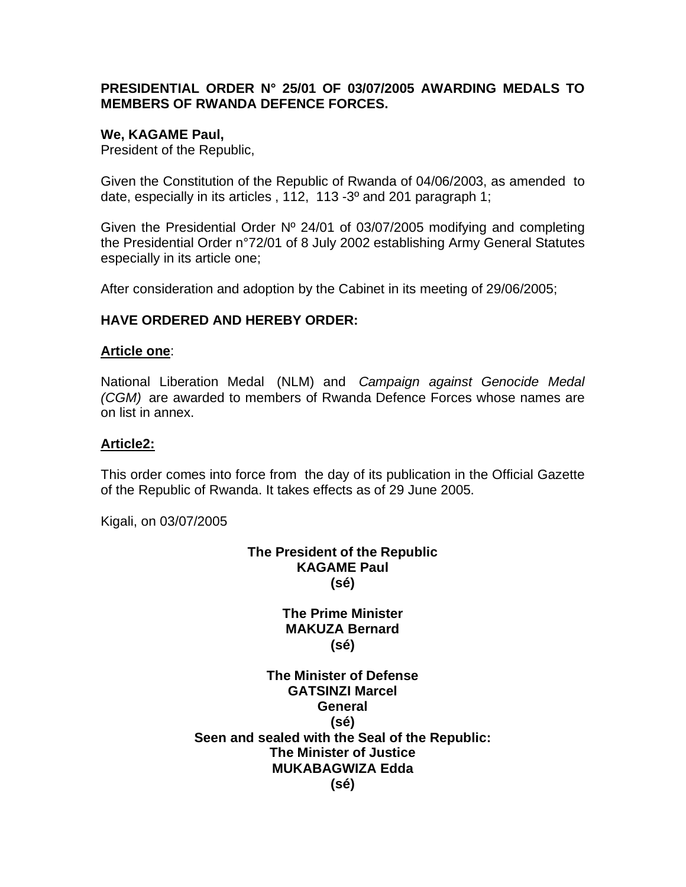**PRESIDENTIAL ORDER N° 25/01 OF 03/07/2005 AWARDING MEDALS TO MEMBERS OF RWANDA DEFENCE FORCES.**

**We, KAGAME Paul,**
President of the Republic,

Given the Constitution of the Republic of Rwanda of 04/06/2003, as amended to date, especially in its articles , 112, 113 -3º and 201 paragraph 1;

Given the Presidential Order Nº 24/01 of 03/07/2005 modifying and completing the Presidential Order n°72/01 of 8 July 2002 establishing Army General Statutes especially in its article one;

After consideration and adoption by the Cabinet in its meeting of 29/06/2005;

**HAVE ORDERED AND HEREBY ORDER:**

**Article one**:

National Liberation Medal (NLM) and *Campaign against Genocide Medal (CGM)* are awarded to members of Rwanda Defence Forces whose names are on list in annex.

**Article2:**

This order comes into force from the day of its publication in the Official Gazette of the Republic of Rwanda. It takes effects as of 29 June 2005.

Kigali, on 03/07/2005

**The President of the Republic**
**KAGAME Paul**
**(sé)**

**The Prime Minister**
**MAKUZA Bernard**
**(sé)**

**The Minister of Defense**
**GATSINZI Marcel**
**General**
**(sé)**
**Seen and sealed with the Seal of the Republic:**
**The Minister of Justice**
**MUKABAGWIZA Edda**
**(sé)**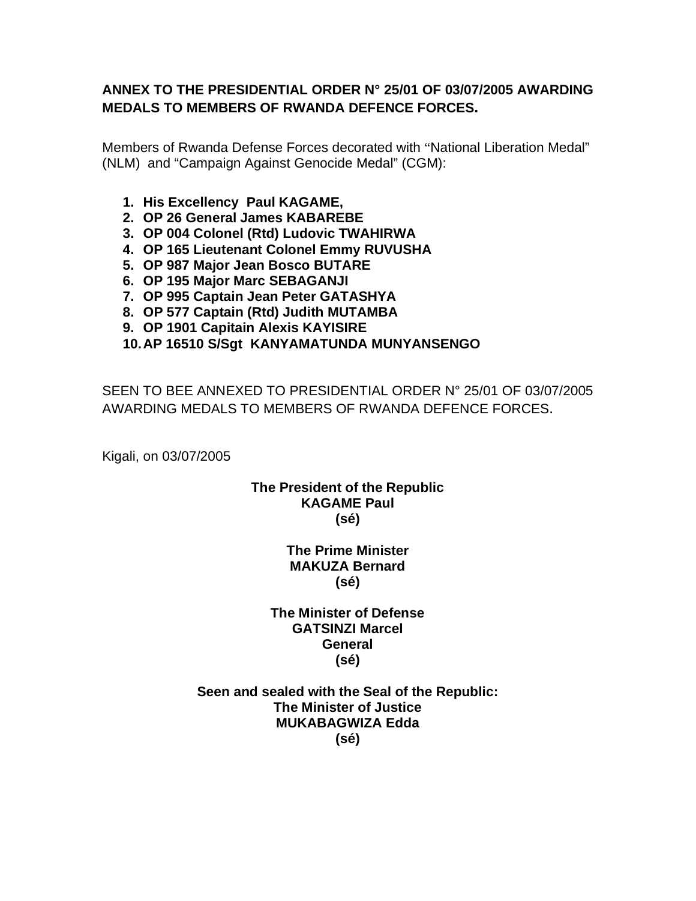**ANNEX TO THE PRESIDENTIAL ORDER N° 25/01 OF 03/07/2005 AWARDING MEDALS TO MEMBERS OF RWANDA DEFENCE FORCES.**

Members of Rwanda Defense Forces decorated with "National Liberation Medal" (NLM) and "Campaign Against Genocide Medal" (CGM):

1. **His Excellency Paul KAGAME,**
2. **OP 26 General James KABAREBE**
3. **OP 004 Colonel (Rtd) Ludovic TWAHIRWA**
4. **OP 165 Lieutenant Colonel Emmy RUVUSHA**
5. **OP 987 Major Jean Bosco BUTARE**
6. **OP 195 Major Marc SEBAGANJI**
7. **OP 995 Captain Jean Peter GATASHYA**
8. **OP 577 Captain (Rtd) Judith MUTAMBA**
9. **OP 1901 Capitain Alexis KAYISIRE**
10. **AP 16510 S/Sgt KANYAMATUNDA MUNYANSENGO**

SEEN TO BEE ANNEXED TO PRESIDENTIAL ORDER N° 25/01 OF 03/07/2005 AWARDING MEDALS TO MEMBERS OF RWANDA DEFENCE FORCES.

Kigali, on 03/07/2005

**The President of the Republic**
**KAGAME Paul**
**(sé)**

**The Prime Minister**
**MAKUZA Bernard**
**(sé)**

**The Minister of Defense**
**GATSINZI Marcel**
**General**
**(sé)**

**Seen and sealed with the Seal of the Republic:**
**The Minister of Justice**
**MUKABAGWIZA Edda**
**(sé)**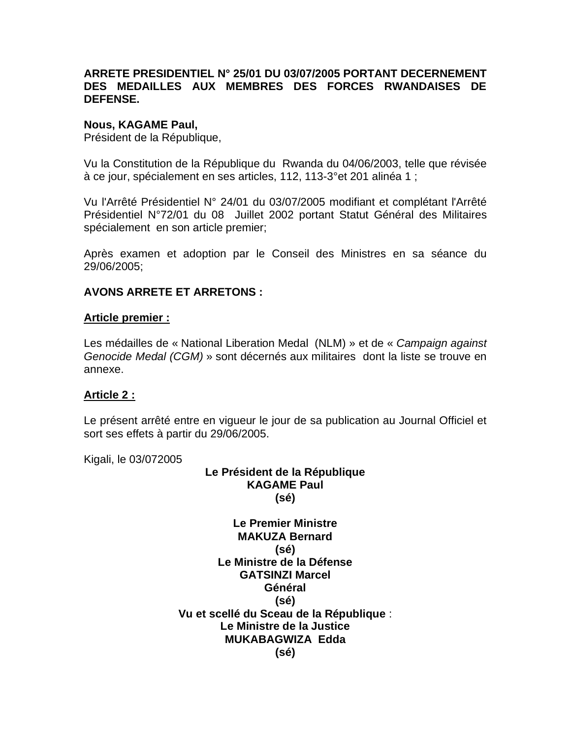**ARRETE PRESIDENTIEL N° 25/01 DU 03/07/2005 PORTANT DECERNEMENT DES MEDAILLES AUX MEMBRES DES FORCES RWANDAISES DE DEFENSE.**

**Nous, KAGAME Paul,**
Président de la République,

Vu la Constitution de la République du Rwanda du 04/06/2003, telle que révisée à ce jour, spécialement en ses articles, 112, 113-3°et 201 alinéa 1 ;

Vu l'Arrêté Présidentiel N° 24/01 du 03/07/2005 modifiant et complétant l'Arrêté Présidentiel N°72/01 du 08 Juillet 2002 portant Statut Général des Militaires spécialement en son article premier;

Après examen et adoption par le Conseil des Ministres en sa séance du 29/06/2005;

**AVONS ARRETE ET ARRETONS :**

**Article premier :**

Les médailles de « National Liberation Medal (NLM) » et de « *Campaign against Genocide Medal (CGM)* » sont décernés aux militaires dont la liste se trouve en annexe.

**Article 2 :**

Le présent arrêté entre en vigueur le jour de sa publication au Journal Officiel et sort ses effets à partir du 29/06/2005.

Kigali, le 03/072005

**Le Président de la République**
**KAGAME Paul**
**(sé)**

**Le Premier Ministre**
**MAKUZA Bernard**
**(sé)**
**Le Ministre de la Défense**
**GATSINZI Marcel**
**Général**
**(sé)**
**Vu et scellé du Sceau de la République** :
**Le Ministre de la Justice**
**MUKABAGWIZA Edda**
**(sé)**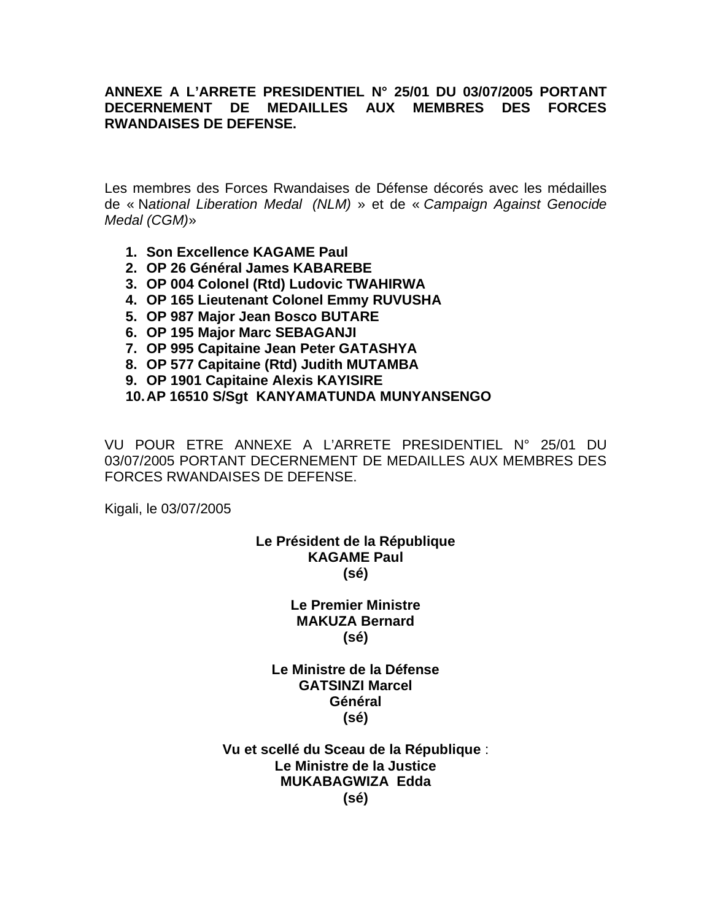**ANNEXE A L'ARRETE PRESIDENTIEL N° 25/01 DU 03/07/2005 PORTANT DECERNEMENT DE MEDAILLES AUX MEMBRES DES FORCES RWANDAISES DE DEFENSE.**

Les membres des Forces Rwandaises de Défense décorés avec les médailles de « N*ational Liberation Medal (NLM)* » et de « *Campaign Against Genocide Medal (CGM)*»

1. **Son Excellence KAGAME Paul**
2. **OP 26 Général James KABAREBE**
3. **OP 004 Colonel (Rtd) Ludovic TWAHIRWA**
4. **OP 165 Lieutenant Colonel Emmy RUVUSHA**
5. **OP 987 Major Jean Bosco BUTARE**
6. **OP 195 Major Marc SEBAGANJI**
7. **OP 995 Capitaine Jean Peter GATASHYA**
8. **OP 577 Capitaine (Rtd) Judith MUTAMBA**
9. **OP 1901 Capitaine Alexis KAYISIRE**
10. **AP 16510 S/Sgt KANYAMATUNDA MUNYANSENGO**

VU POUR ETRE ANNEXE A L'ARRETE PRESIDENTIEL N° 25/01 DU 03/07/2005 PORTANT DECERNEMENT DE MEDAILLES AUX MEMBRES DES FORCES RWANDAISES DE DEFENSE.

Kigali, le 03/07/2005

**Le Président de la République**
**KAGAME Paul**
**(sé)**

**Le Premier Ministre**
**MAKUZA Bernard**
**(sé)**

**Le Ministre de la Défense**
**GATSINZI Marcel**
**Général**
**(sé)**

**Vu et scellé du Sceau de la République** :
**Le Ministre de la Justice**
**MUKABAGWIZA Edda**
**(sé)**